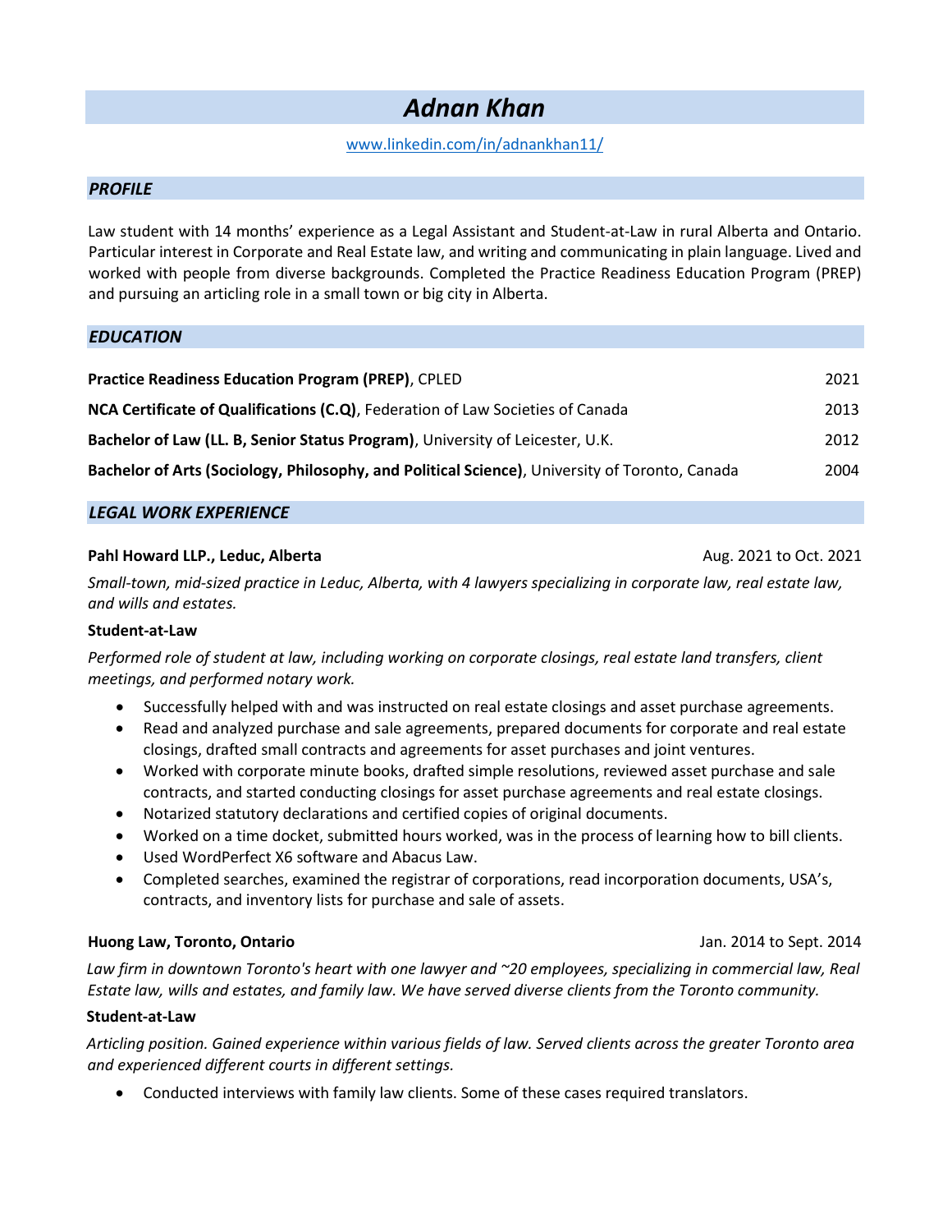# *Adnan Khan*

www.linkedin.com/in/adnankhan11/

## *PROFILE*

Law student with 14 months' experience as a Legal Assistant and Student-at-Law in rural Alberta and Ontario. Particular interest in Corporate and Real Estate law, and writing and communicating in plain language. Lived and worked with people from diverse backgrounds. Completed the Practice Readiness Education Program (PREP) and pursuing an articling role in a small town or big city in Alberta.

## *EDUCATION*

**Practice Readiness Education Program (PREP)**, CPLED — 2021

**NCA Certificate of Qualifications (C.Q)**, Federation of Law Societies of Canada — 2013

**Bachelor of Law (LL. B, Senior Status Program)**, University of Leicester, U.K. — 2012

**Bachelor of Arts (Sociology, Philosophy, and Political Science)**, University of Toronto, Canada — 2004

## *LEGAL WORK EXPERIENCE*

**Pahl Howard LLP., Leduc, Alberta** — Aug. 2021 to Oct. 2021

*Small-town, mid-sized practice in Leduc, Alberta, with 4 lawyers specializing in corporate law, real estate law, and wills and estates.*

**Student-at-Law**

*Performed role of student at law, including working on corporate closings, real estate land transfers, client meetings, and performed notary work.*

- Successfully helped with and was instructed on real estate closings and asset purchase agreements.
- Read and analyzed purchase and sale agreements, prepared documents for corporate and real estate closings, drafted small contracts and agreements for asset purchases and joint ventures.
- Worked with corporate minute books, drafted simple resolutions, reviewed asset purchase and sale contracts, and started conducting closings for asset purchase agreements and real estate closings.
- Notarized statutory declarations and certified copies of original documents.
- Worked on a time docket, submitted hours worked, was in the process of learning how to bill clients.
- Used WordPerfect X6 software and Abacus Law.
- Completed searches, examined the registrar of corporations, read incorporation documents, USA's, contracts, and inventory lists for purchase and sale of assets.

**Huong Law, Toronto, Ontario** — Jan. 2014 to Sept. 2014

*Law firm in downtown Toronto's heart with one lawyer and ~20 employees, specializing in commercial law, Real Estate law, wills and estates, and family law. We have served diverse clients from the Toronto community.*

**Student-at-Law**

*Articling position. Gained experience within various fields of law. Served clients across the greater Toronto area and experienced different courts in different settings.*

- Conducted interviews with family law clients. Some of these cases required translators.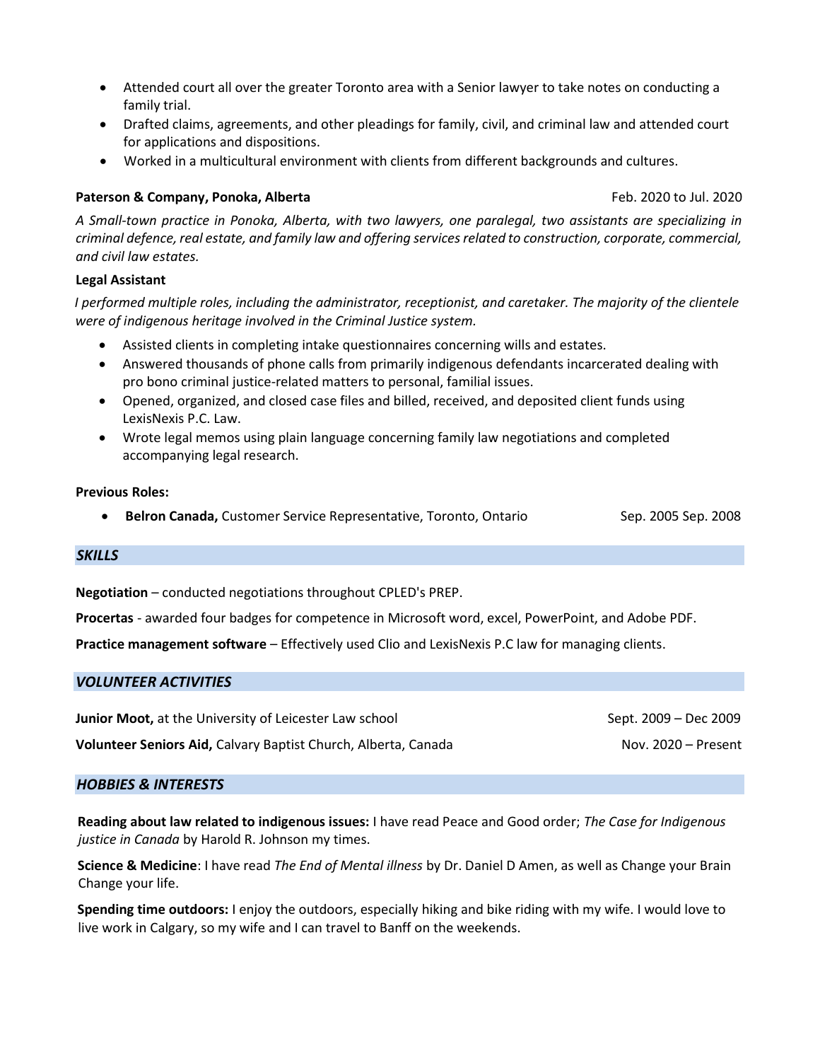- Attended court all over the greater Toronto area with a Senior lawyer to take notes on conducting a family trial.
- Drafted claims, agreements, and other pleadings for family, civil, and criminal law and attended court for applications and dispositions.
- Worked in a multicultural environment with clients from different backgrounds and cultures.

**Paterson & Company, Ponoka, Alberta** Feb. 2020 to Jul. 2020

*A Small-town practice in Ponoka, Alberta, with two lawyers, one paralegal, two assistants are specializing in criminal defence, real estate, and family law and offering services related to construction, corporate, commercial, and civil law estates.*

**Legal Assistant**

*I performed multiple roles, including the administrator, receptionist, and caretaker. The majority of the clientele were of indigenous heritage involved in the Criminal Justice system.*

- Assisted clients in completing intake questionnaires concerning wills and estates.
- Answered thousands of phone calls from primarily indigenous defendants incarcerated dealing with pro bono criminal justice-related matters to personal, familial issues.
- Opened, organized, and closed case files and billed, received, and deposited client funds using LexisNexis P.C. Law.
- Wrote legal memos using plain language concerning family law negotiations and completed accompanying legal research.

**Previous Roles:**

- **Belron Canada,** Customer Service Representative, Toronto, Ontario Sep. 2005 Sep. 2008

## *SKILLS*

**Negotiation** – conducted negotiations throughout CPLED's PREP.

**Procertas** - awarded four badges for competence in Microsoft word, excel, PowerPoint, and Adobe PDF.

**Practice management software** – Effectively used Clio and LexisNexis P.C law for managing clients.

## *VOLUNTEER ACTIVITIES*

**Junior Moot,** at the University of Leicester Law school Sept. 2009 – Dec 2009

**Volunteer Seniors Aid,** Calvary Baptist Church, Alberta, Canada Nov. 2020 – Present

## *HOBBIES & INTERESTS*

**Reading about law related to indigenous issues:** I have read Peace and Good order; *The Case for Indigenous justice in Canada* by Harold R. Johnson my times.

**Science & Medicine**: I have read *The End of Mental illness* by Dr. Daniel D Amen, as well as Change your Brain Change your life.

**Spending time outdoors:** I enjoy the outdoors, especially hiking and bike riding with my wife. I would love to live work in Calgary, so my wife and I can travel to Banff on the weekends.